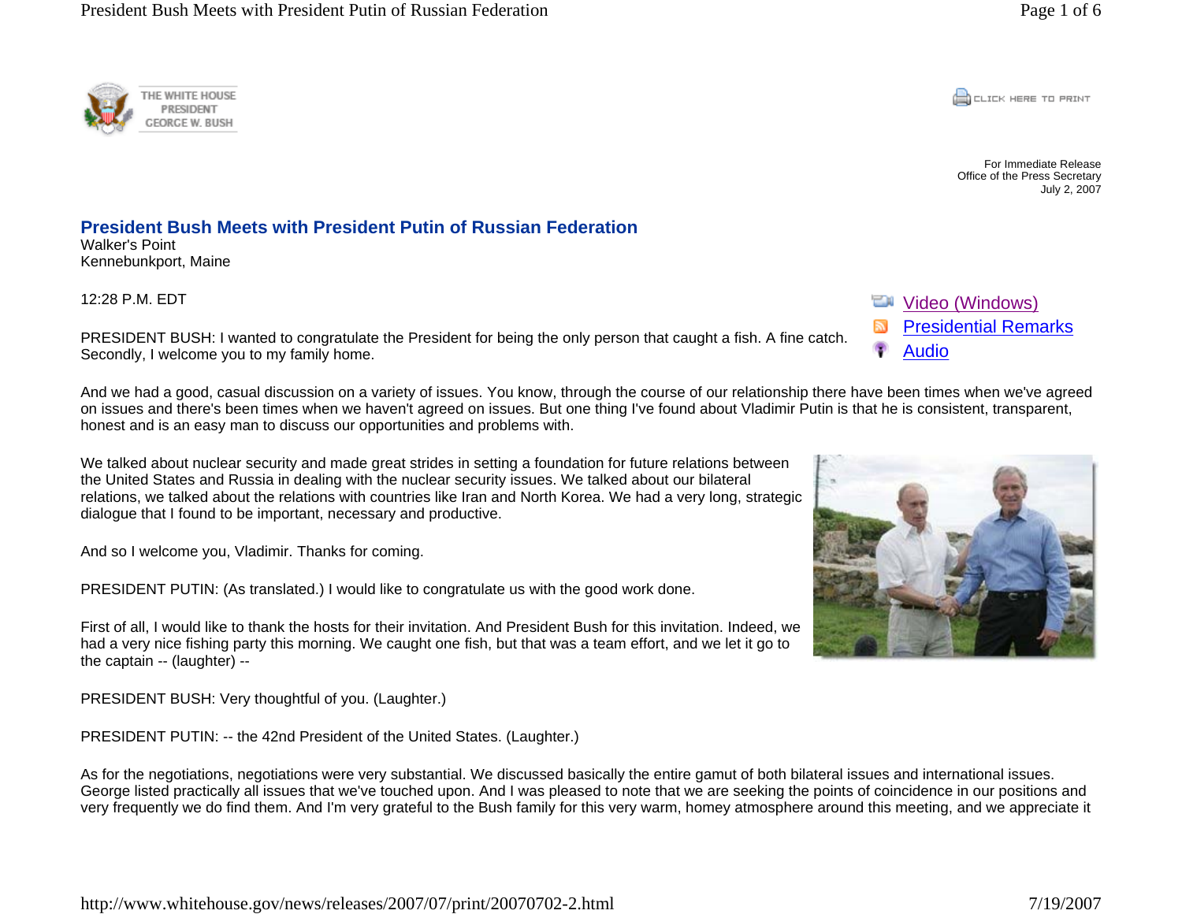THE WHITE HOUSE
PRESIDENT
GEORGE W. BUSH

CLICK HERE TO PRINT

For Immediate Release
Office of the Press Secretary
July 2, 2007

# President Bush Meets with President Putin of Russian Federation

Walker's Point
Kennebunkport, Maine

12:28 P.M. EDT

Video (Windows)
Presidential Remarks
Audio

PRESIDENT BUSH: I wanted to congratulate the President for being the only person that caught a fish. A fine catch. Secondly, I welcome you to my family home.

And we had a good, casual discussion on a variety of issues. You know, through the course of our relationship there have been times when we've agreed on issues and there's been times when we haven't agreed on issues. But one thing I've found about Vladimir Putin is that he is consistent, transparent, honest and is an easy man to discuss our opportunities and problems with.

We talked about nuclear security and made great strides in setting a foundation for future relations between the United States and Russia in dealing with the nuclear security issues. We talked about our bilateral relations, we talked about the relations with countries like Iran and North Korea. We had a very long, strategic dialogue that I found to be important, necessary and productive.

And so I welcome you, Vladimir. Thanks for coming.

PRESIDENT PUTIN: (As translated.) I would like to congratulate us with the good work done.

First of all, I would like to thank the hosts for their invitation. And President Bush for this invitation. Indeed, we had a very nice fishing party this morning. We caught one fish, but that was a team effort, and we let it go to the captain -- (laughter) --

PRESIDENT BUSH: Very thoughtful of you. (Laughter.)

PRESIDENT PUTIN: -- the 42nd President of the United States. (Laughter.)

As for the negotiations, negotiations were very substantial. We discussed basically the entire gamut of both bilateral issues and international issues. George listed practically all issues that we've touched upon. And I was pleased to note that we are seeking the points of coincidence in our positions and very frequently we do find them. And I'm very grateful to the Bush family for this very warm, homey atmosphere around this meeting, and we appreciate it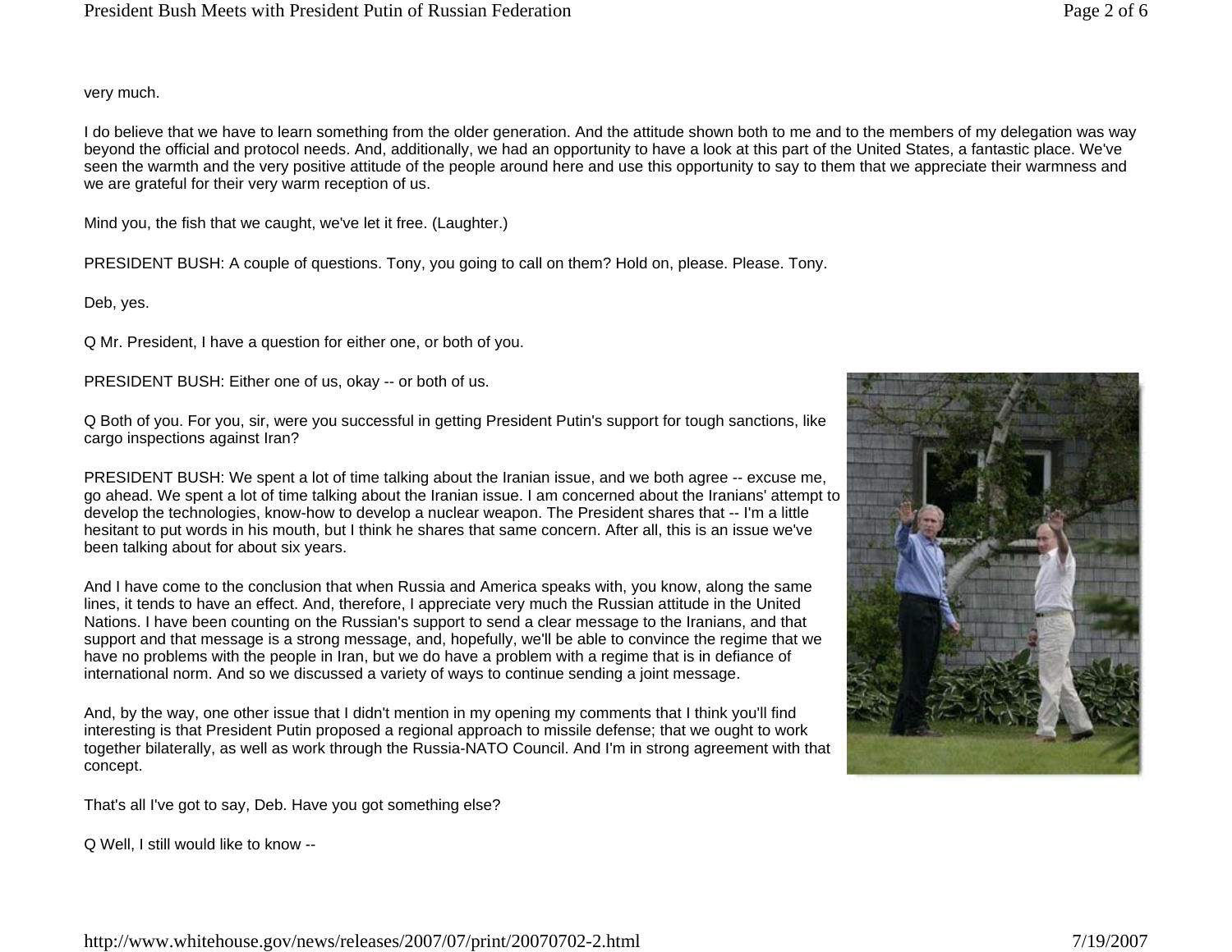very much.

I do believe that we have to learn something from the older generation. And the attitude shown both to me and to the members of my delegation was way beyond the official and protocol needs. And, additionally, we had an opportunity to have a look at this part of the United States, a fantastic place. We've seen the warmth and the very positive attitude of the people around here and use this opportunity to say to them that we appreciate their warmness and we are grateful for their very warm reception of us.

Mind you, the fish that we caught, we've let it free. (Laughter.)

PRESIDENT BUSH: A couple of questions. Tony, you going to call on them? Hold on, please. Please. Tony.

Deb, yes.

Q Mr. President, I have a question for either one, or both of you.

PRESIDENT BUSH: Either one of us, okay -- or both of us.

Q Both of you. For you, sir, were you successful in getting President Putin's support for tough sanctions, like cargo inspections against Iran?

PRESIDENT BUSH: We spent a lot of time talking about the Iranian issue, and we both agree -- excuse me, go ahead. We spent a lot of time talking about the Iranian issue. I am concerned about the Iranians' attempt to develop the technologies, know-how to develop a nuclear weapon. The President shares that -- I'm a little hesitant to put words in his mouth, but I think he shares that same concern. After all, this is an issue we've been talking about for about six years.

And I have come to the conclusion that when Russia and America speaks with, you know, along the same lines, it tends to have an effect. And, therefore, I appreciate very much the Russian attitude in the United Nations. I have been counting on the Russian's support to send a clear message to the Iranians, and that support and that message is a strong message, and, hopefully, we'll be able to convince the regime that we have no problems with the people in Iran, but we do have a problem with a regime that is in defiance of international norm. And so we discussed a variety of ways to continue sending a joint message.

And, by the way, one other issue that I didn't mention in my opening my comments that I think you'll find interesting is that President Putin proposed a regional approach to missile defense; that we ought to work together bilaterally, as well as work through the Russia-NATO Council. And I'm in strong agreement with that concept.

That's all I've got to say, Deb. Have you got something else?

Q Well, I still would like to know --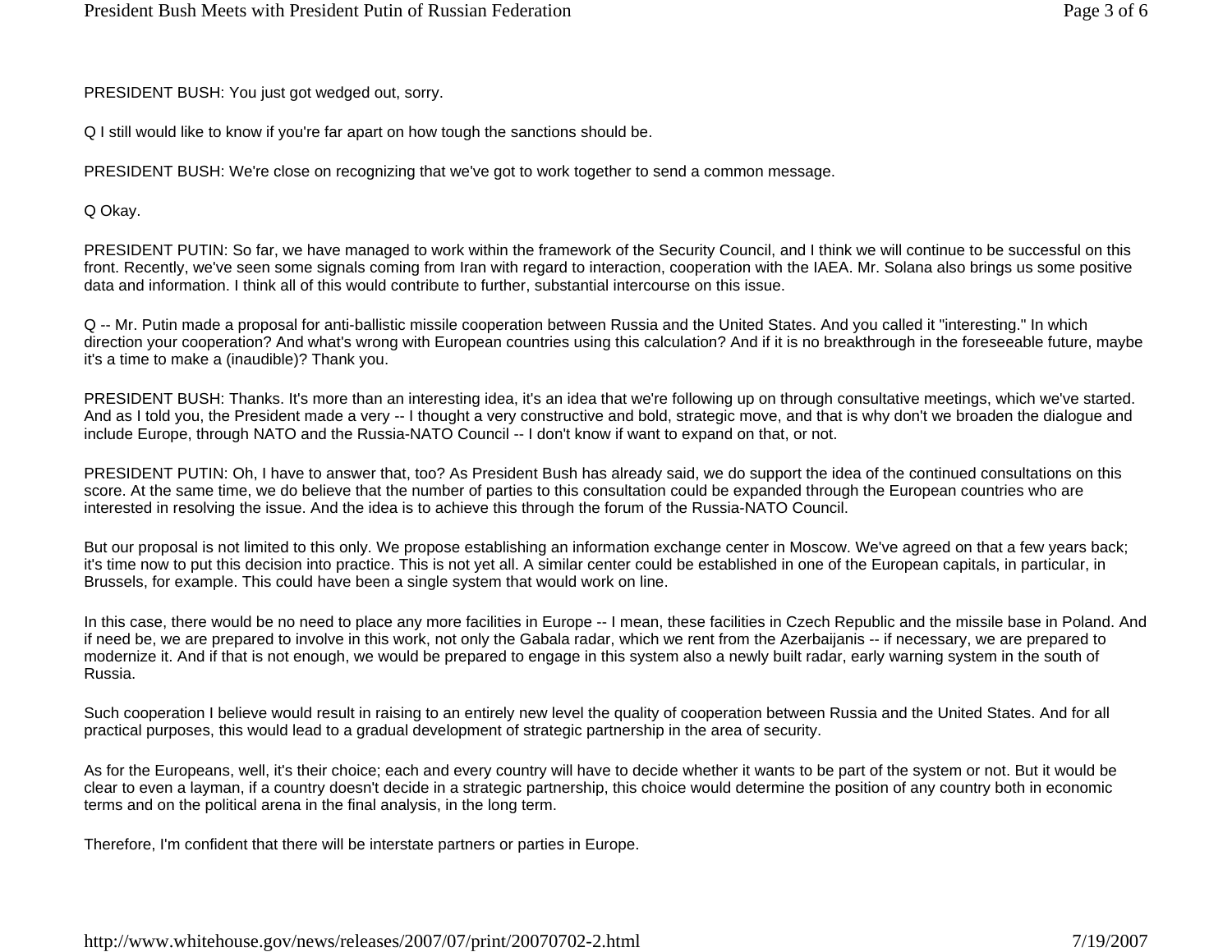PRESIDENT BUSH: You just got wedged out, sorry.

Q I still would like to know if you're far apart on how tough the sanctions should be.

PRESIDENT BUSH: We're close on recognizing that we've got to work together to send a common message.

Q Okay.

PRESIDENT PUTIN: So far, we have managed to work within the framework of the Security Council, and I think we will continue to be successful on this front. Recently, we've seen some signals coming from Iran with regard to interaction, cooperation with the IAEA. Mr. Solana also brings us some positive data and information. I think all of this would contribute to further, substantial intercourse on this issue.

Q -- Mr. Putin made a proposal for anti-ballistic missile cooperation between Russia and the United States. And you called it "interesting." In which direction your cooperation? And what's wrong with European countries using this calculation? And if it is no breakthrough in the foreseeable future, maybe it's a time to make a (inaudible)? Thank you.

PRESIDENT BUSH: Thanks. It's more than an interesting idea, it's an idea that we're following up on through consultative meetings, which we've started. And as I told you, the President made a very -- I thought a very constructive and bold, strategic move, and that is why don't we broaden the dialogue and include Europe, through NATO and the Russia-NATO Council -- I don't know if want to expand on that, or not.

PRESIDENT PUTIN: Oh, I have to answer that, too? As President Bush has already said, we do support the idea of the continued consultations on this score. At the same time, we do believe that the number of parties to this consultation could be expanded through the European countries who are interested in resolving the issue. And the idea is to achieve this through the forum of the Russia-NATO Council.

But our proposal is not limited to this only. We propose establishing an information exchange center in Moscow. We've agreed on that a few years back; it's time now to put this decision into practice. This is not yet all. A similar center could be established in one of the European capitals, in particular, in Brussels, for example. This could have been a single system that would work on line.

In this case, there would be no need to place any more facilities in Europe -- I mean, these facilities in Czech Republic and the missile base in Poland. And if need be, we are prepared to involve in this work, not only the Gabala radar, which we rent from the Azerbaijanis -- if necessary, we are prepared to modernize it. And if that is not enough, we would be prepared to engage in this system also a newly built radar, early warning system in the south of Russia.

Such cooperation I believe would result in raising to an entirely new level the quality of cooperation between Russia and the United States. And for all practical purposes, this would lead to a gradual development of strategic partnership in the area of security.

As for the Europeans, well, it's their choice; each and every country will have to decide whether it wants to be part of the system or not. But it would be clear to even a layman, if a country doesn't decide in a strategic partnership, this choice would determine the position of any country both in economic terms and on the political arena in the final analysis, in the long term.

Therefore, I'm confident that there will be interstate partners or parties in Europe.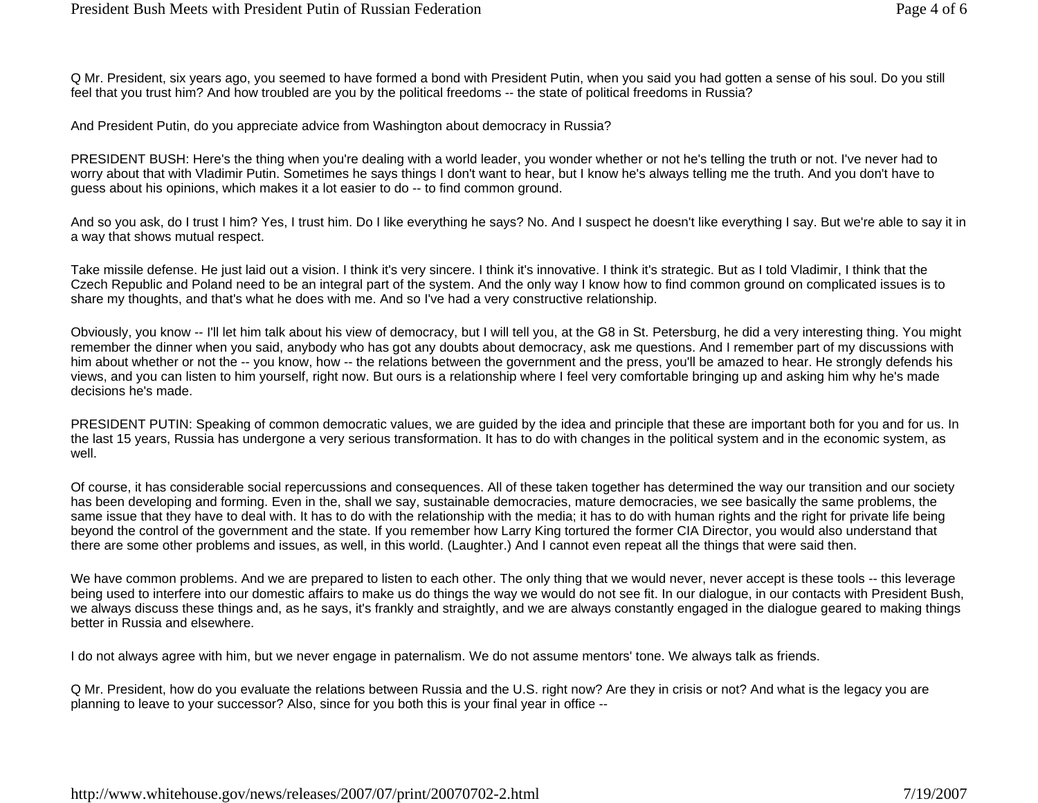Q Mr. President, six years ago, you seemed to have formed a bond with President Putin, when you said you had gotten a sense of his soul. Do you still feel that you trust him? And how troubled are you by the political freedoms -- the state of political freedoms in Russia?

And President Putin, do you appreciate advice from Washington about democracy in Russia?

PRESIDENT BUSH: Here's the thing when you're dealing with a world leader, you wonder whether or not he's telling the truth or not. I've never had to worry about that with Vladimir Putin. Sometimes he says things I don't want to hear, but I know he's always telling me the truth. And you don't have to guess about his opinions, which makes it a lot easier to do -- to find common ground.

And so you ask, do I trust I him? Yes, I trust him. Do I like everything he says? No. And I suspect he doesn't like everything I say. But we're able to say it in a way that shows mutual respect.

Take missile defense. He just laid out a vision. I think it's very sincere. I think it's innovative. I think it's strategic. But as I told Vladimir, I think that the Czech Republic and Poland need to be an integral part of the system. And the only way I know how to find common ground on complicated issues is to share my thoughts, and that's what he does with me. And so I've had a very constructive relationship.

Obviously, you know -- I'll let him talk about his view of democracy, but I will tell you, at the G8 in St. Petersburg, he did a very interesting thing. You might remember the dinner when you said, anybody who has got any doubts about democracy, ask me questions. And I remember part of my discussions with him about whether or not the -- you know, how -- the relations between the government and the press, you'll be amazed to hear. He strongly defends his views, and you can listen to him yourself, right now. But ours is a relationship where I feel very comfortable bringing up and asking him why he's made decisions he's made.

PRESIDENT PUTIN: Speaking of common democratic values, we are guided by the idea and principle that these are important both for you and for us. In the last 15 years, Russia has undergone a very serious transformation. It has to do with changes in the political system and in the economic system, as well.

Of course, it has considerable social repercussions and consequences. All of these taken together has determined the way our transition and our society has been developing and forming. Even in the, shall we say, sustainable democracies, mature democracies, we see basically the same problems, the same issue that they have to deal with. It has to do with the relationship with the media; it has to do with human rights and the right for private life being beyond the control of the government and the state. If you remember how Larry King tortured the former CIA Director, you would also understand that there are some other problems and issues, as well, in this world. (Laughter.) And I cannot even repeat all the things that were said then.

We have common problems. And we are prepared to listen to each other. The only thing that we would never, never accept is these tools -- this leverage being used to interfere into our domestic affairs to make us do things the way we would do not see fit. In our dialogue, in our contacts with President Bush, we always discuss these things and, as he says, it's frankly and straightly, and we are always constantly engaged in the dialogue geared to making things better in Russia and elsewhere.

I do not always agree with him, but we never engage in paternalism. We do not assume mentors' tone. We always talk as friends.

Q Mr. President, how do you evaluate the relations between Russia and the U.S. right now? Are they in crisis or not? And what is the legacy you are planning to leave to your successor? Also, since for you both this is your final year in office --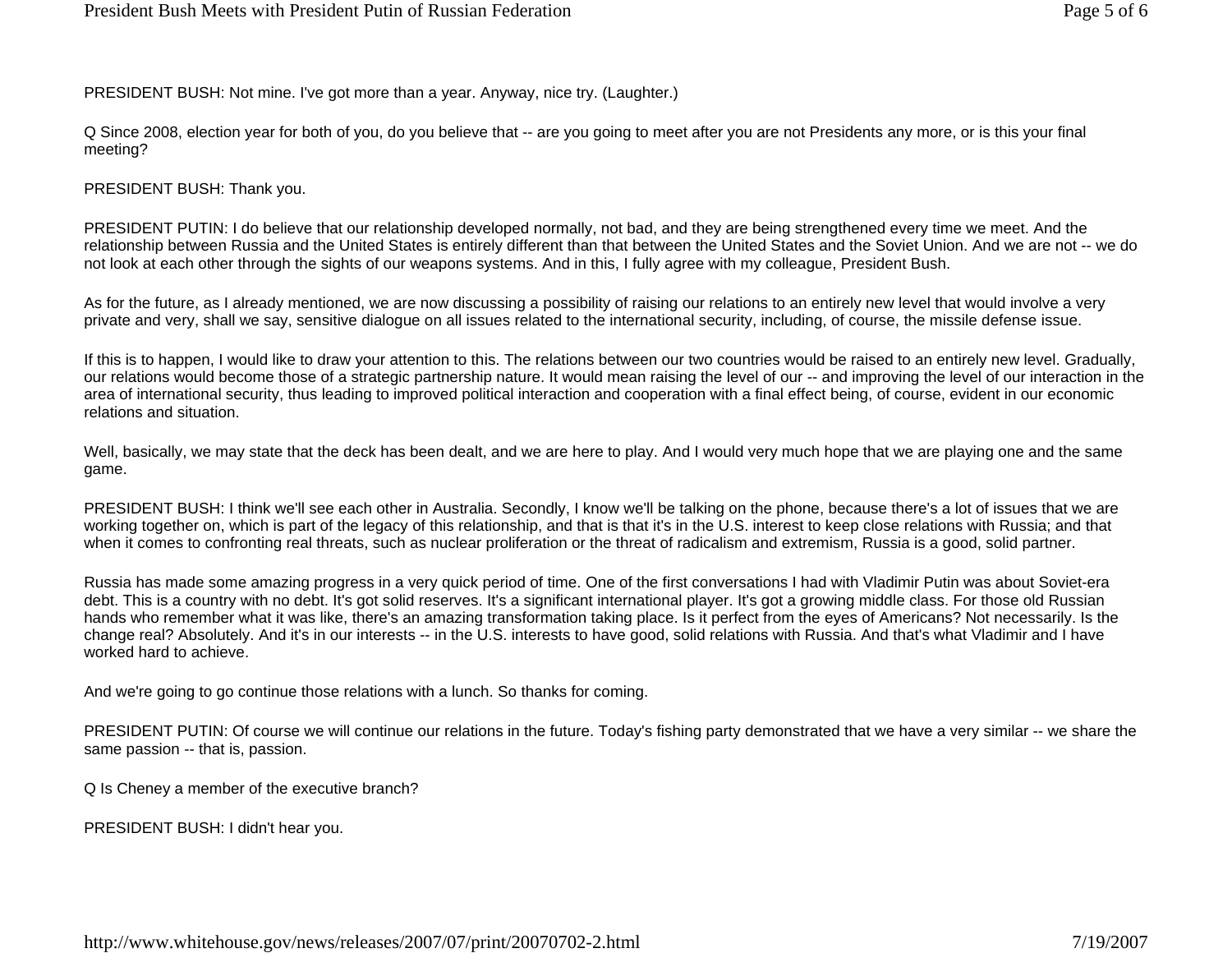PRESIDENT BUSH: Not mine. I've got more than a year. Anyway, nice try. (Laughter.)

Q Since 2008, election year for both of you, do you believe that -- are you going to meet after you are not Presidents any more, or is this your final meeting?

PRESIDENT BUSH: Thank you.

PRESIDENT PUTIN: I do believe that our relationship developed normally, not bad, and they are being strengthened every time we meet. And the relationship between Russia and the United States is entirely different than that between the United States and the Soviet Union. And we are not -- we do not look at each other through the sights of our weapons systems. And in this, I fully agree with my colleague, President Bush.

As for the future, as I already mentioned, we are now discussing a possibility of raising our relations to an entirely new level that would involve a very private and very, shall we say, sensitive dialogue on all issues related to the international security, including, of course, the missile defense issue.

If this is to happen, I would like to draw your attention to this. The relations between our two countries would be raised to an entirely new level. Gradually, our relations would become those of a strategic partnership nature. It would mean raising the level of our -- and improving the level of our interaction in the area of international security, thus leading to improved political interaction and cooperation with a final effect being, of course, evident in our economic relations and situation.

Well, basically, we may state that the deck has been dealt, and we are here to play. And I would very much hope that we are playing one and the same game.

PRESIDENT BUSH: I think we'll see each other in Australia. Secondly, I know we'll be talking on the phone, because there's a lot of issues that we are working together on, which is part of the legacy of this relationship, and that is that it's in the U.S. interest to keep close relations with Russia; and that when it comes to confronting real threats, such as nuclear proliferation or the threat of radicalism and extremism, Russia is a good, solid partner.

Russia has made some amazing progress in a very quick period of time. One of the first conversations I had with Vladimir Putin was about Soviet-era debt. This is a country with no debt. It's got solid reserves. It's a significant international player. It's got a growing middle class. For those old Russian hands who remember what it was like, there's an amazing transformation taking place. Is it perfect from the eyes of Americans? Not necessarily. Is the change real? Absolutely. And it's in our interests -- in the U.S. interests to have good, solid relations with Russia. And that's what Vladimir and I have worked hard to achieve.

And we're going to go continue those relations with a lunch. So thanks for coming.

PRESIDENT PUTIN: Of course we will continue our relations in the future. Today's fishing party demonstrated that we have a very similar -- we share the same passion -- that is, passion.

Q Is Cheney a member of the executive branch?

PRESIDENT BUSH: I didn't hear you.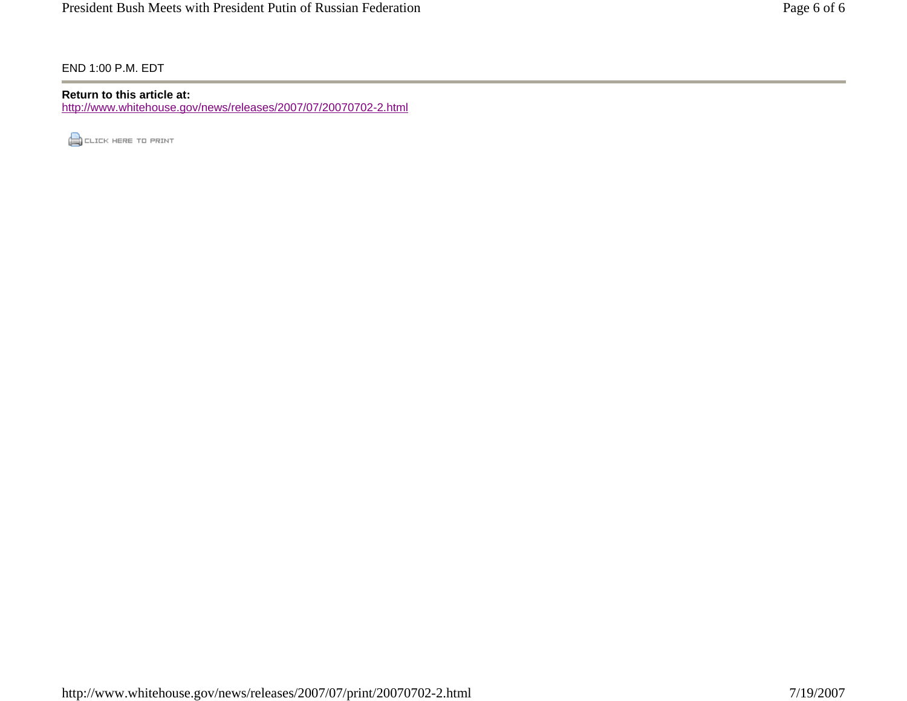END 1:00 P.M. EDT

---

**Return to this article at:**
http://www.whitehouse.gov/news/releases/2007/07/20070702-2.html

CLICK HERE TO PRINT